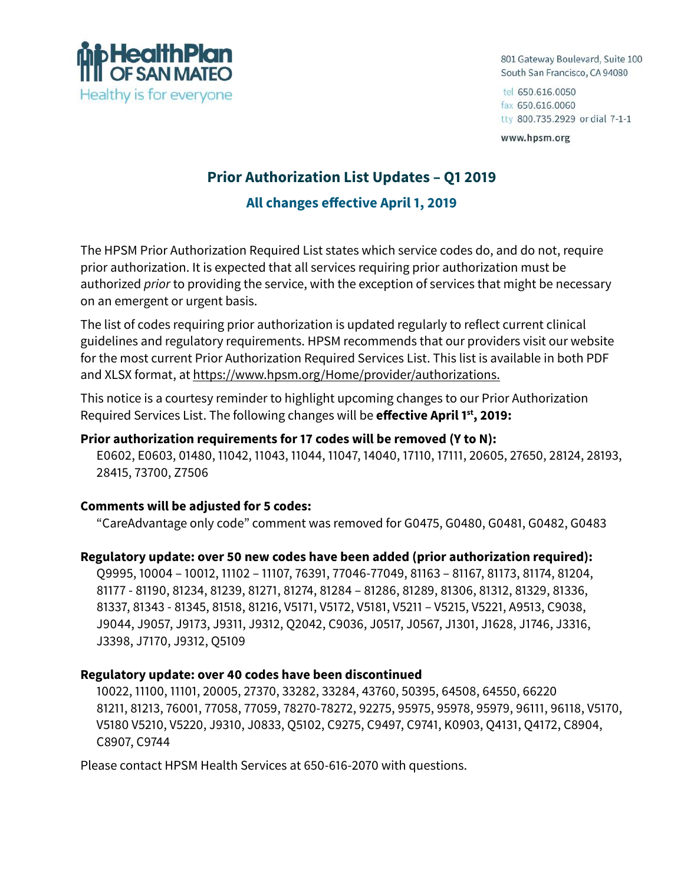HealthPlan OF SAN MATEO
Healthy is for everyone

801 Gateway Boulevard, Suite 100
South San Francisco, CA 94080

tel 650.616.0050
fax 650.616.0060
tty 800.735.2929 or dial 7-1-1

www.hpsm.org

# Prior Authorization List Updates – Q1 2019

## All changes effective April 1, 2019

The HPSM Prior Authorization Required List states which service codes do, and do not, require prior authorization. It is expected that all services requiring prior authorization must be authorized *prior* to providing the service, with the exception of services that might be necessary on an emergent or urgent basis.

The list of codes requiring prior authorization is updated regularly to reflect current clinical guidelines and regulatory requirements. HPSM recommends that our providers visit our website for the most current Prior Authorization Required Services List. This list is available in both PDF and XLSX format, at https://www.hpsm.org/Home/provider/authorizations.

This notice is a courtesy reminder to highlight upcoming changes to our Prior Authorization Required Services List. The following changes will be **effective April 1st, 2019:**

**Prior authorization requirements for 17 codes will be removed (Y to N):**

E0602, E0603, 01480, 11042, 11043, 11044, 11047, 14040, 17110, 17111, 20605, 27650, 28124, 28193, 28415, 73700, Z7506

**Comments will be adjusted for 5 codes:**

"CareAdvantage only code" comment was removed for G0475, G0480, G0481, G0482, G0483

**Regulatory update: over 50 new codes have been added (prior authorization required):**

Q9995, 10004 – 10012, 11102 – 11107, 76391, 77046-77049, 81163 – 81167, 81173, 81174, 81204, 81177 - 81190, 81234, 81239, 81271, 81274, 81284 – 81286, 81289, 81306, 81312, 81329, 81336, 81337, 81343 - 81345, 81518, 81216, V5171, V5172, V5181, V5211 – V5215, V5221, A9513, C9038, J9044, J9057, J9173, J9311, J9312, Q2042, C9036, J0517, J0567, J1301, J1628, J1746, J3316, J3398, J7170, J9312, Q5109

**Regulatory update: over 40 codes have been discontinued**

10022, 11100, 11101, 20005, 27370, 33282, 33284, 43760, 50395, 64508, 64550, 66220 81211, 81213, 76001, 77058, 77059, 78270-78272, 92275, 95975, 95978, 95979, 96111, 96118, V5170, V5180 V5210, V5220, J9310, J0833, Q5102, C9275, C9497, C9741, K0903, Q4131, Q4172, C8904, C8907, C9744

Please contact HPSM Health Services at 650-616-2070 with questions.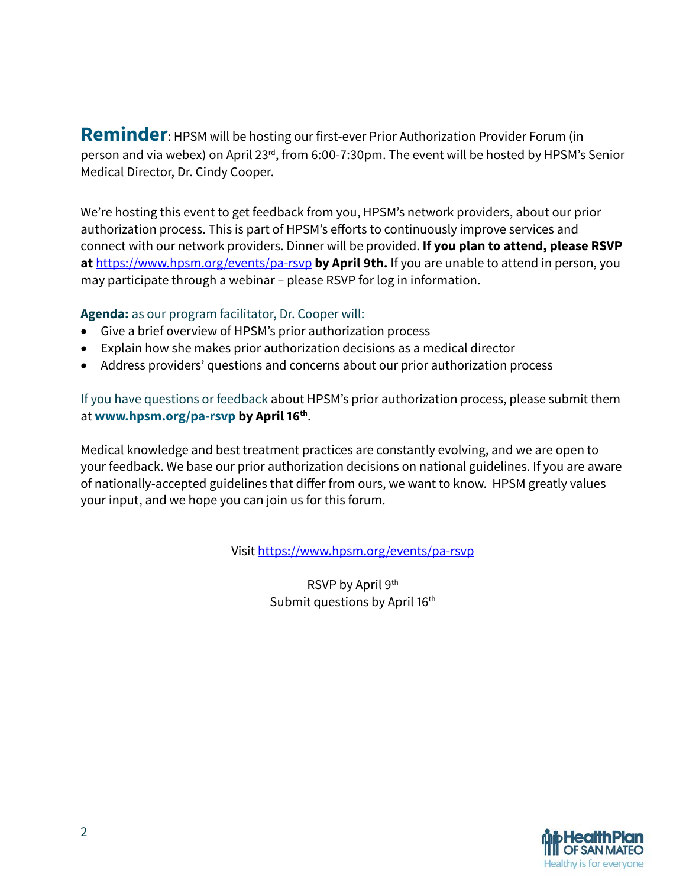**Reminder**: HPSM will be hosting our first-ever Prior Authorization Provider Forum (in person and via webex) on April 23rd, from 6:00-7:30pm. The event will be hosted by HPSM's Senior Medical Director, Dr. Cindy Cooper.

We're hosting this event to get feedback from you, HPSM's network providers, about our prior authorization process. This is part of HPSM's efforts to continuously improve services and connect with our network providers. Dinner will be provided. **If you plan to attend, please RSVP at** https://www.hpsm.org/events/pa-rsvp **by April 9th.** If you are unable to attend in person, you may participate through a webinar – please RSVP for log in information.

**Agenda:** as our program facilitator, Dr. Cooper will:

- Give a brief overview of HPSM's prior authorization process
- Explain how she makes prior authorization decisions as a medical director
- Address providers' questions and concerns about our prior authorization process

If you have questions or feedback about HPSM's prior authorization process, please submit them at **www.hpsm.org/pa-rsvp** **by April 16th**.

Medical knowledge and best treatment practices are constantly evolving, and we are open to your feedback. We base our prior authorization decisions on national guidelines. If you are aware of nationally-accepted guidelines that differ from ours, we want to know. HPSM greatly values your input, and we hope you can join us for this forum.

Visit https://www.hpsm.org/events/pa-rsvp

RSVP by April 9th
Submit questions by April 16th

HealthPlan OF SAN MATEO
Healthy is for everyone